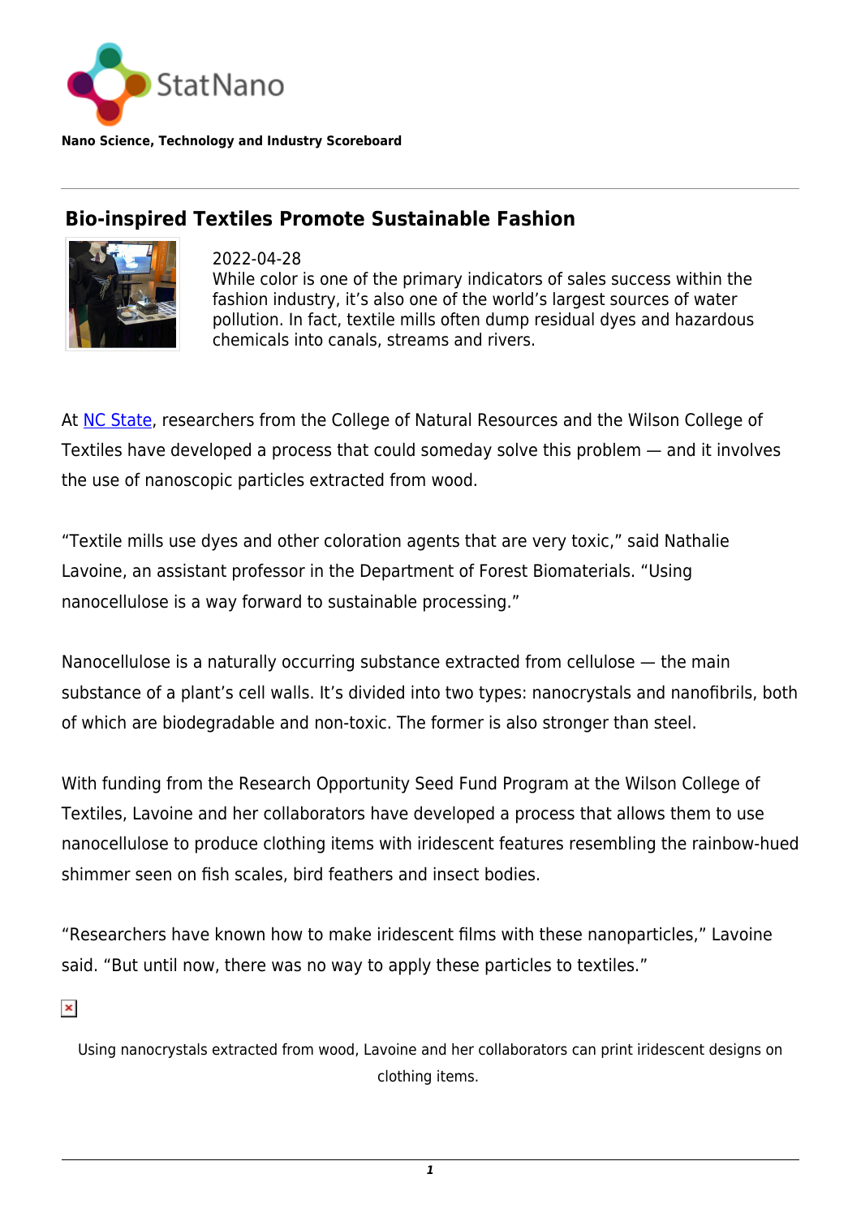StatNano

**Nano Science, Technology and Industry Scoreboard**

## Bio-inspired Textiles Promote Sustainable Fashion

2022-04-28

While color is one of the primary indicators of sales success within the fashion industry, it's also one of the world's largest sources of water pollution. In fact, textile mills often dump residual dyes and hazardous chemicals into canals, streams and rivers.

At NC State, researchers from the College of Natural Resources and the Wilson College of Textiles have developed a process that could someday solve this problem — and it involves the use of nanoscopic particles extracted from wood.

"Textile mills use dyes and other coloration agents that are very toxic," said Nathalie Lavoine, an assistant professor in the Department of Forest Biomaterials. "Using nanocellulose is a way forward to sustainable processing."

Nanocellulose is a naturally occurring substance extracted from cellulose — the main substance of a plant's cell walls. It's divided into two types: nanocrystals and nanofibrils, both of which are biodegradable and non-toxic. The former is also stronger than steel.

With funding from the Research Opportunity Seed Fund Program at the Wilson College of Textiles, Lavoine and her collaborators have developed a process that allows them to use nanocellulose to produce clothing items with iridescent features resembling the rainbow-hued shimmer seen on fish scales, bird feathers and insect bodies.

"Researchers have known how to make iridescent films with these nanoparticles," Lavoine said. "But until now, there was no way to apply these particles to textiles."

Using nanocrystals extracted from wood, Lavoine and her collaborators can print iridescent designs on clothing items.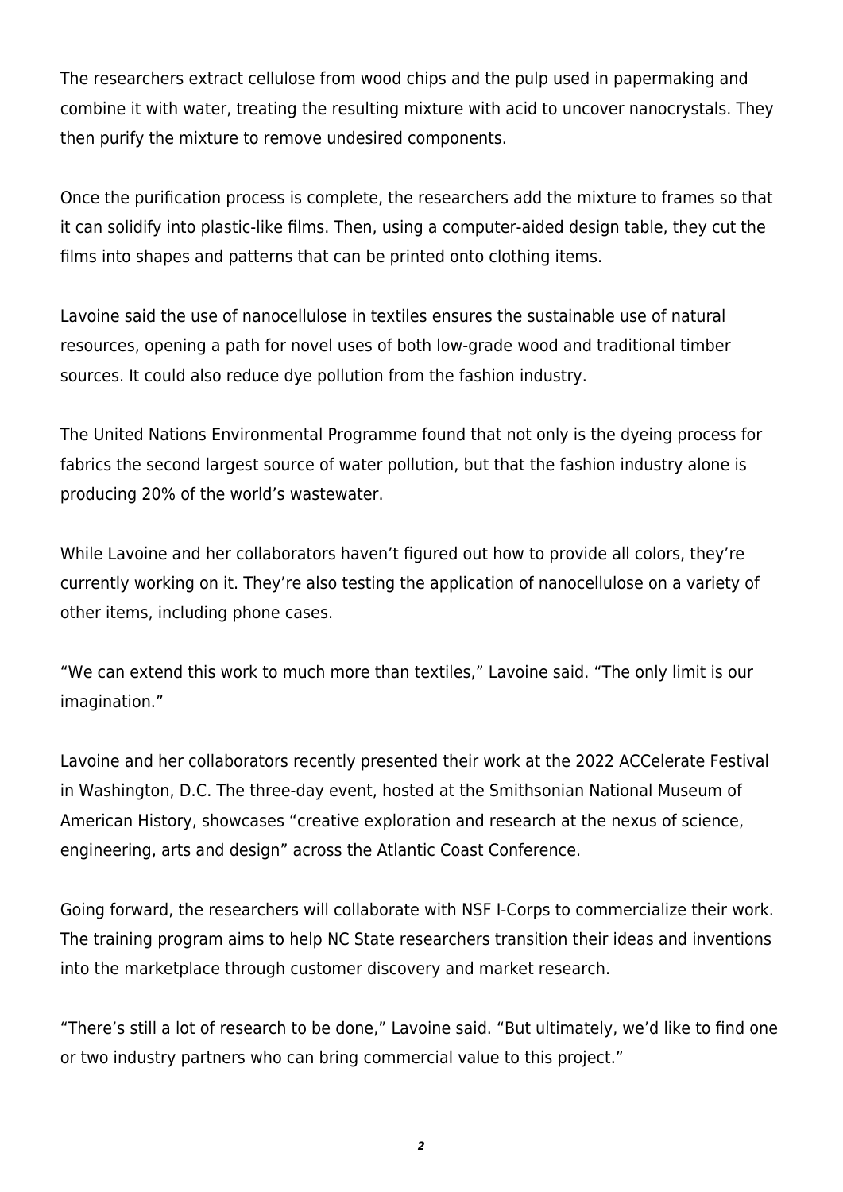The researchers extract cellulose from wood chips and the pulp used in papermaking and combine it with water, treating the resulting mixture with acid to uncover nanocrystals. They then purify the mixture to remove undesired components.

Once the purification process is complete, the researchers add the mixture to frames so that it can solidify into plastic-like films. Then, using a computer-aided design table, they cut the films into shapes and patterns that can be printed onto clothing items.

Lavoine said the use of nanocellulose in textiles ensures the sustainable use of natural resources, opening a path for novel uses of both low-grade wood and traditional timber sources. It could also reduce dye pollution from the fashion industry.

The United Nations Environmental Programme found that not only is the dyeing process for fabrics the second largest source of water pollution, but that the fashion industry alone is producing 20% of the world's wastewater.

While Lavoine and her collaborators haven't figured out how to provide all colors, they're currently working on it. They're also testing the application of nanocellulose on a variety of other items, including phone cases.

"We can extend this work to much more than textiles," Lavoine said. "The only limit is our imagination."

Lavoine and her collaborators recently presented their work at the 2022 ACCelerate Festival in Washington, D.C. The three-day event, hosted at the Smithsonian National Museum of American History, showcases "creative exploration and research at the nexus of science, engineering, arts and design" across the Atlantic Coast Conference.

Going forward, the researchers will collaborate with NSF I-Corps to commercialize their work. The training program aims to help NC State researchers transition their ideas and inventions into the marketplace through customer discovery and market research.

"There's still a lot of research to be done," Lavoine said. "But ultimately, we'd like to find one or two industry partners who can bring commercial value to this project."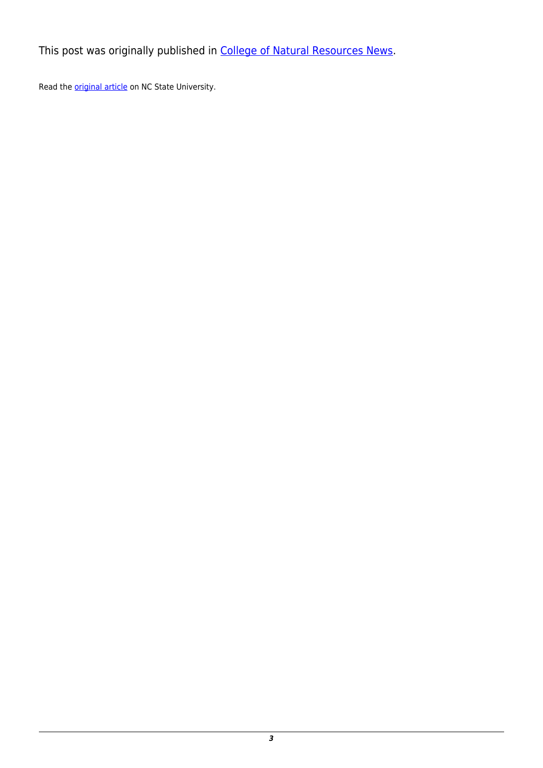This post was originally published in [College of Natural Resources News](#).

Read the [original article](#) on NC State University.